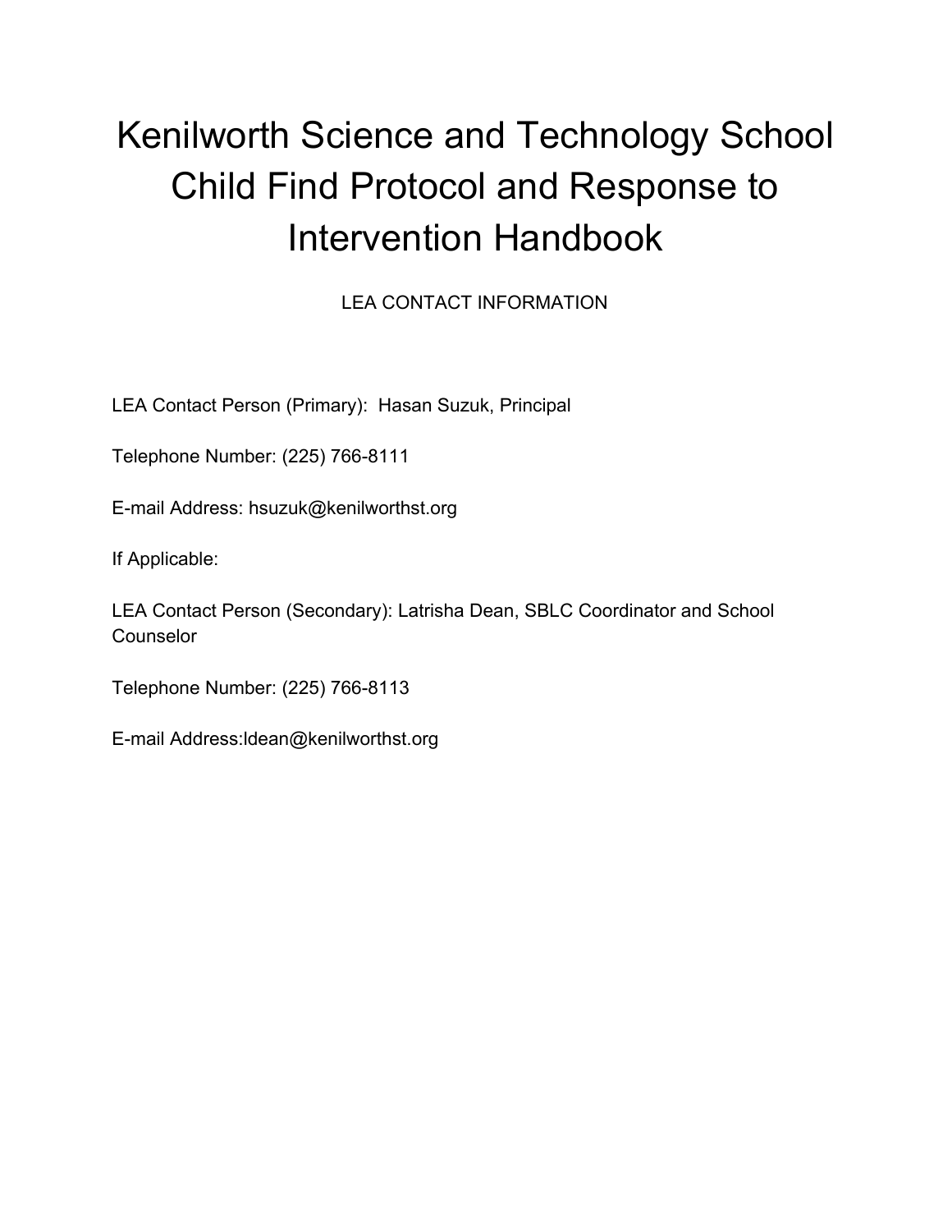# Kenilworth Science and Technology School Child Find Protocol and Response to Intervention Handbook

LEA CONTACT INFORMATION

LEA Contact Person (Primary): Hasan Suzuk, Principal

Telephone Number: (225) 766-8111

E-mail Address: hsuzuk@kenilworthst.org

If Applicable:

LEA Contact Person (Secondary): Latrisha Dean, SBLC Coordinator and School Counselor

Telephone Number: (225) 766-8113

E-mail Address:ldean@kenilworthst.org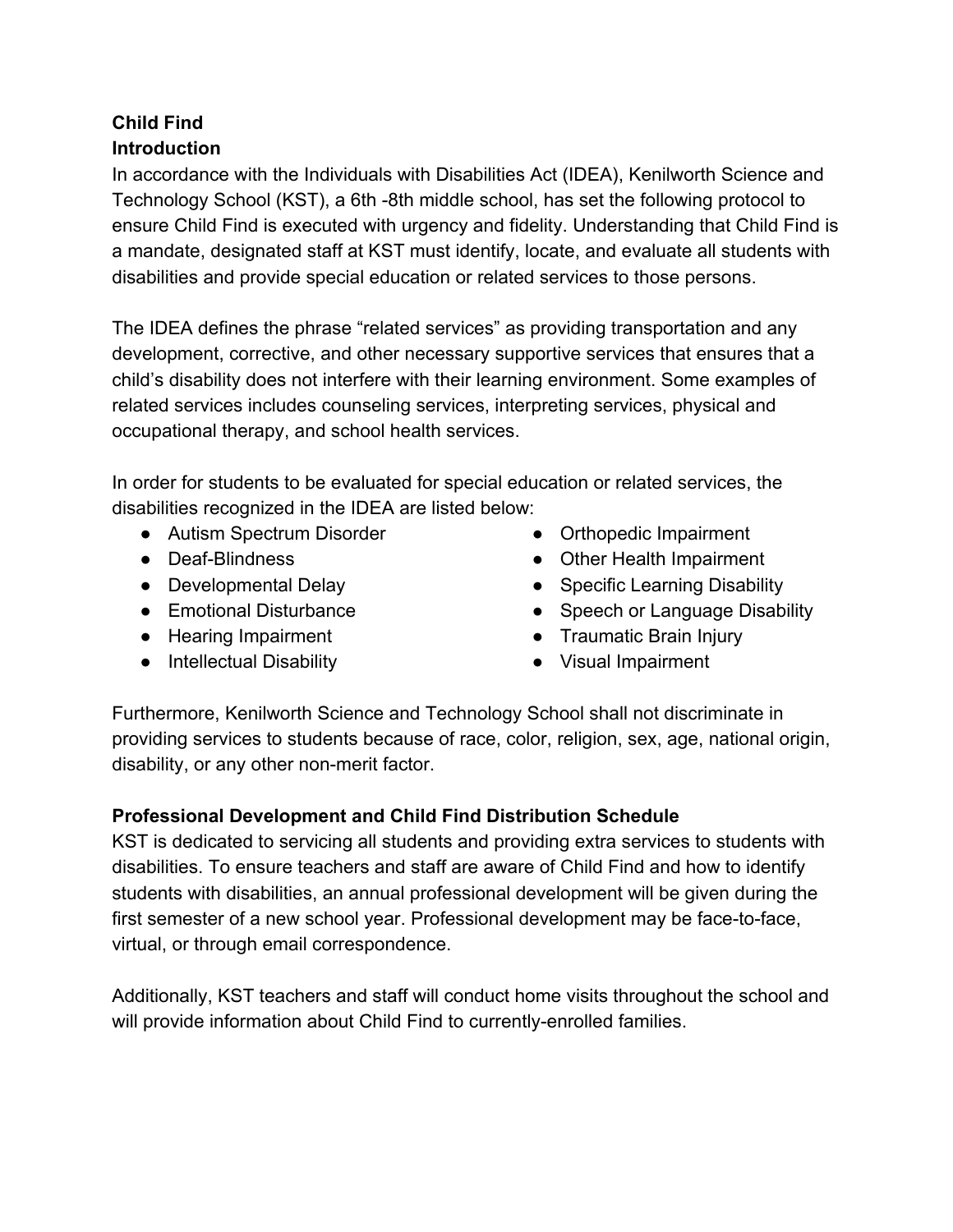**Child Find**
**Introduction**

In accordance with the Individuals with Disabilities Act (IDEA), Kenilworth Science and Technology School (KST), a 6th -8th middle school, has set the following protocol to ensure Child Find is executed with urgency and fidelity. Understanding that Child Find is a mandate, designated staff at KST must identify, locate, and evaluate all students with disabilities and provide special education or related services to those persons.

The IDEA defines the phrase "related services" as providing transportation and any development, corrective, and other necessary supportive services that ensures that a child's disability does not interfere with their learning environment. Some examples of related services includes counseling services, interpreting services, physical and occupational therapy, and school health services.

In order for students to be evaluated for special education or related services, the disabilities recognized in the IDEA are listed below:

- Autism Spectrum Disorder
- Deaf-Blindness
- Developmental Delay
- Emotional Disturbance
- Hearing Impairment
- Intellectual Disability
- Orthopedic Impairment
- Other Health Impairment
- Specific Learning Disability
- Speech or Language Disability
- Traumatic Brain Injury
- Visual Impairment

Furthermore, Kenilworth Science and Technology School shall not discriminate in providing services to students because of race, color, religion, sex, age, national origin, disability, or any other non-merit factor.

**Professional Development and Child Find Distribution Schedule**

KST is dedicated to servicing all students and providing extra services to students with disabilities. To ensure teachers and staff are aware of Child Find and how to identify students with disabilities, an annual professional development will be given during the first semester of a new school year. Professional development may be face-to-face, virtual, or through email correspondence.

Additionally, KST teachers and staff will conduct home visits throughout the school and will provide information about Child Find to currently-enrolled families.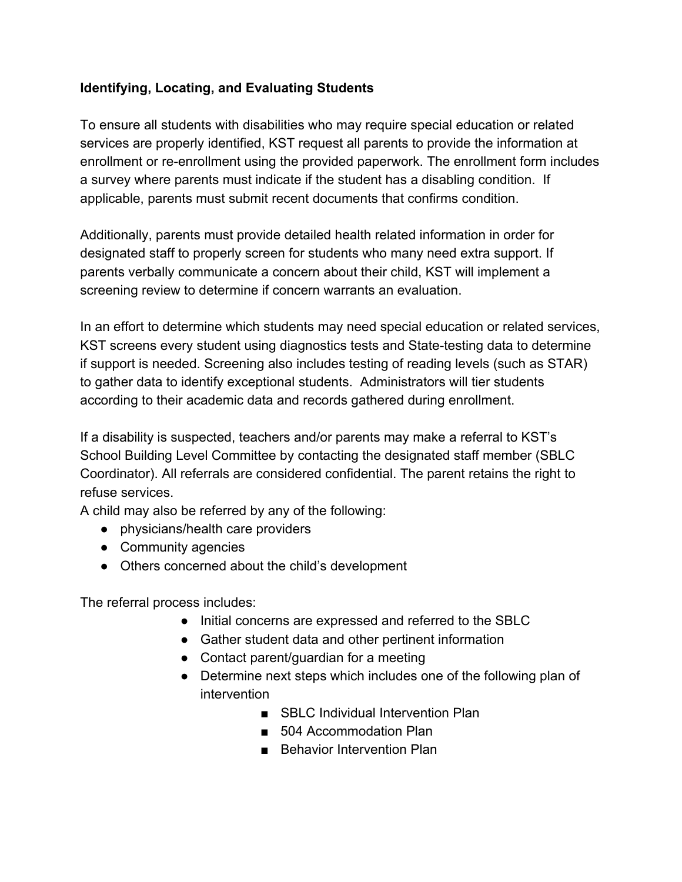**Identifying, Locating, and Evaluating Students**

To ensure all students with disabilities who may require special education or related services are properly identified, KST request all parents to provide the information at enrollment or re-enrollment using the provided paperwork. The enrollment form includes a survey where parents must indicate if the student has a disabling condition. If applicable, parents must submit recent documents that confirms condition.

Additionally, parents must provide detailed health related information in order for designated staff to properly screen for students who many need extra support. If parents verbally communicate a concern about their child, KST will implement a screening review to determine if concern warrants an evaluation.

In an effort to determine which students may need special education or related services, KST screens every student using diagnostics tests and State-testing data to determine if support is needed. Screening also includes testing of reading levels (such as STAR) to gather data to identify exceptional students. Administrators will tier students according to their academic data and records gathered during enrollment.

If a disability is suspected, teachers and/or parents may make a referral to KST's School Building Level Committee by contacting the designated staff member (SBLC Coordinator). All referrals are considered confidential. The parent retains the right to refuse services.

A child may also be referred by any of the following:

- physicians/health care providers
- Community agencies
- Others concerned about the child's development

The referral process includes:

- Initial concerns are expressed and referred to the SBLC
- Gather student data and other pertinent information
- Contact parent/guardian for a meeting
- Determine next steps which includes one of the following plan of intervention
  - SBLC Individual Intervention Plan
  - 504 Accommodation Plan
  - Behavior Intervention Plan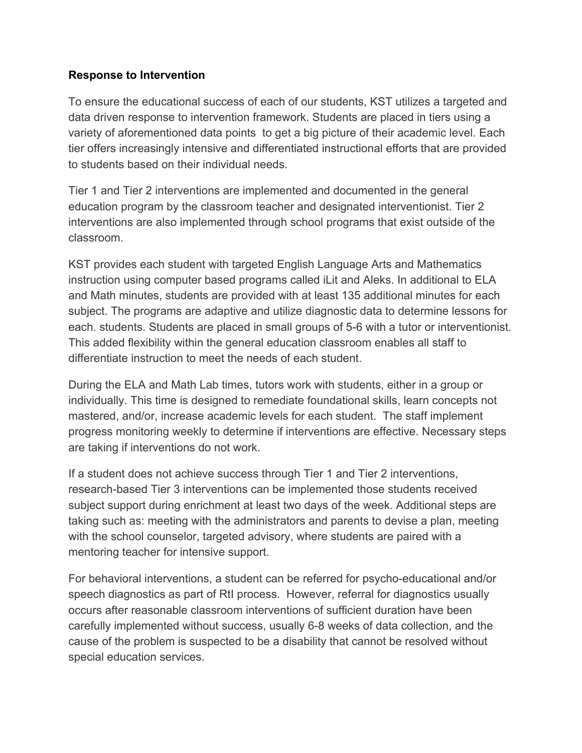**Response to Intervention**

To ensure the educational success of each of our students, KST utilizes a targeted and data driven response to intervention framework. Students are placed in tiers using a variety of aforementioned data points to get a big picture of their academic level. Each tier offers increasingly intensive and differentiated instructional efforts that are provided to students based on their individual needs.

Tier 1 and Tier 2 interventions are implemented and documented in the general education program by the classroom teacher and designated interventionist. Tier 2 interventions are also implemented through school programs that exist outside of the classroom.

KST provides each student with targeted English Language Arts and Mathematics instruction using computer based programs called iLit and Aleks. In additional to ELA and Math minutes, students are provided with at least 135 additional minutes for each subject. The programs are adaptive and utilize diagnostic data to determine lessons for each. students. Students are placed in small groups of 5-6 with a tutor or interventionist. This added flexibility within the general education classroom enables all staff to differentiate instruction to meet the needs of each student.

During the ELA and Math Lab times, tutors work with students, either in a group or individually. This time is designed to remediate foundational skills, learn concepts not mastered, and/or, increase academic levels for each student. The staff implement progress monitoring weekly to determine if interventions are effective. Necessary steps are taking if interventions do not work.

If a student does not achieve success through Tier 1 and Tier 2 interventions, research-based Tier 3 interventions can be implemented those students received subject support during enrichment at least two days of the week. Additional steps are taking such as: meeting with the administrators and parents to devise a plan, meeting with the school counselor, targeted advisory, where students are paired with a mentoring teacher for intensive support.

For behavioral interventions, a student can be referred for psycho-educational and/or speech diagnostics as part of RtI process. However, referral for diagnostics usually occurs after reasonable classroom interventions of sufficient duration have been carefully implemented without success, usually 6-8 weeks of data collection, and the cause of the problem is suspected to be a disability that cannot be resolved without special education services.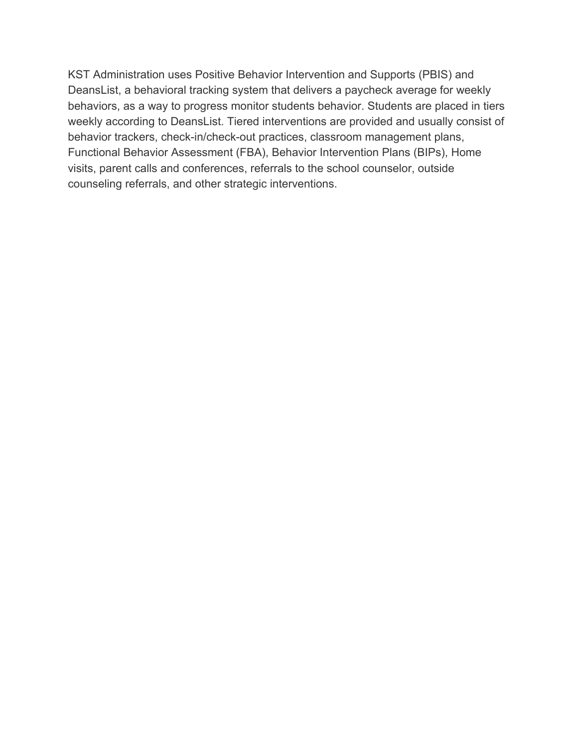KST Administration uses Positive Behavior Intervention and Supports (PBIS) and DeansList, a behavioral tracking system that delivers a paycheck average for weekly behaviors, as a way to progress monitor students behavior. Students are placed in tiers weekly according to DeansList. Tiered interventions are provided and usually consist of behavior trackers, check-in/check-out practices, classroom management plans, Functional Behavior Assessment (FBA), Behavior Intervention Plans (BIPs), Home visits, parent calls and conferences, referrals to the school counselor, outside counseling referrals, and other strategic interventions.